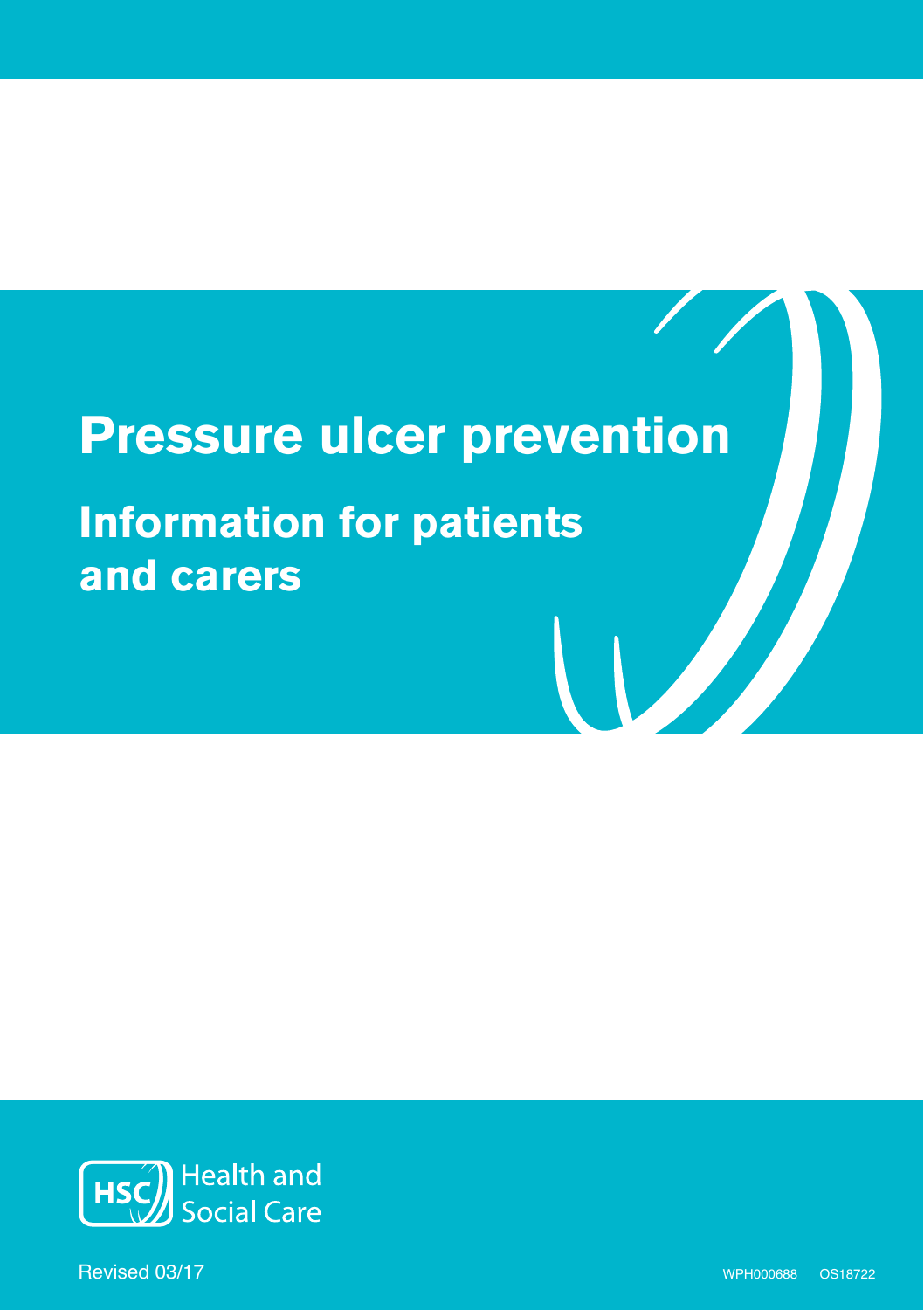# Pressure ulcer prevention

## Information for patients and carers

HSC Health and Social Care

Revised 03/17

WPH000688 OS18722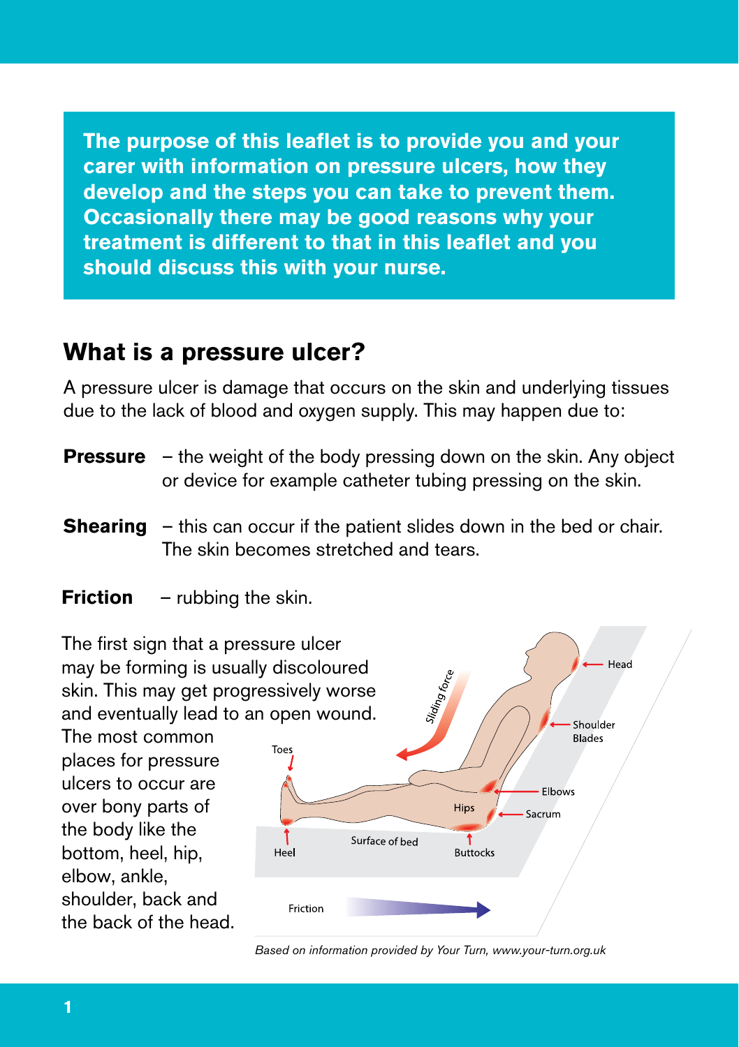**The purpose of this leaflet is to provide you and your carer with information on pressure ulcers, how they develop and the steps you can take to prevent them. Occasionally there may be good reasons why your treatment is different to that in this leaflet and you should discuss this with your nurse.**

## What is a pressure ulcer?

A pressure ulcer is damage that occurs on the skin and underlying tissues due to the lack of blood and oxygen supply. This may happen due to:

**Pressure** – the weight of the body pressing down on the skin. Any object or device for example catheter tubing pressing on the skin.

**Shearing** – this can occur if the patient slides down in the bed or chair. The skin becomes stretched and tears.

**Friction** – rubbing the skin.

The first sign that a pressure ulcer may be forming is usually discoloured skin. This may get progressively worse and eventually lead to an open wound. The most common places for pressure ulcers to occur are over bony parts of the body like the bottom, heel, hip, elbow, ankle, shoulder, back and the back of the head.

Sliding force

Toes, Heel, Surface of bed, Hips, Buttocks, Sacrum, Elbows, Shoulder Blades, Head

Friction

*Based on information provided by Your Turn, www.your-turn.org.uk*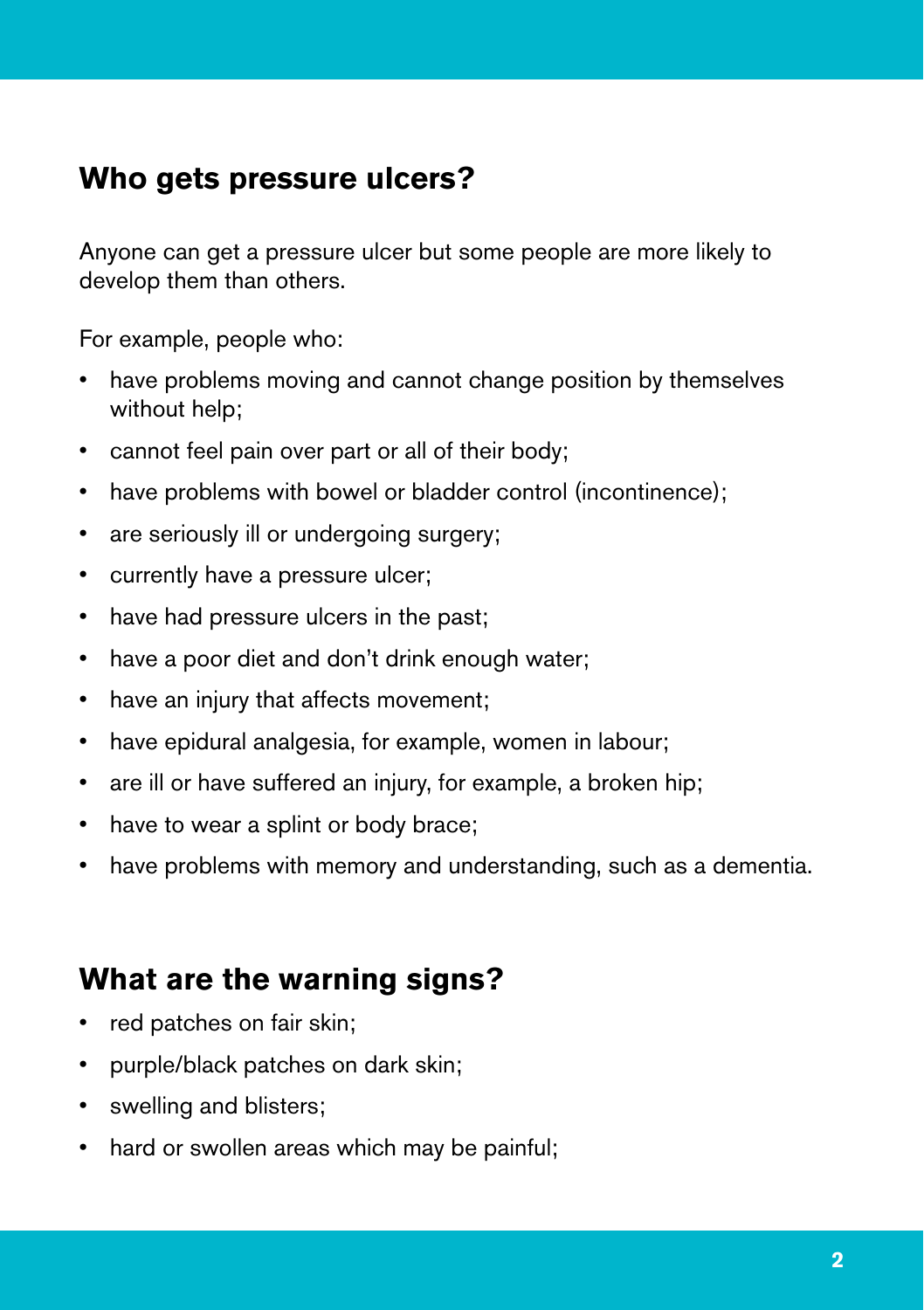## Who gets pressure ulcers?

Anyone can get a pressure ulcer but some people are more likely to develop them than others.

For example, people who:

- have problems moving and cannot change position by themselves without help;
- cannot feel pain over part or all of their body;
- have problems with bowel or bladder control (incontinence);
- are seriously ill or undergoing surgery;
- currently have a pressure ulcer;
- have had pressure ulcers in the past;
- have a poor diet and don't drink enough water;
- have an injury that affects movement;
- have epidural analgesia, for example, women in labour;
- are ill or have suffered an injury, for example, a broken hip;
- have to wear a splint or body brace;
- have problems with memory and understanding, such as a dementia.

## What are the warning signs?

- red patches on fair skin;
- purple/black patches on dark skin;
- swelling and blisters;
- hard or swollen areas which may be painful;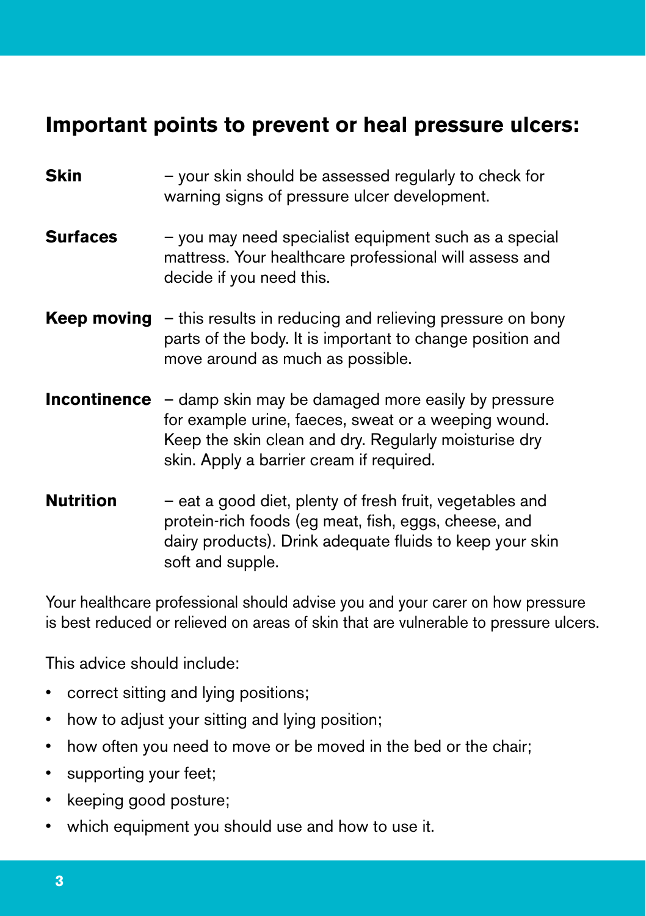## Important points to prevent or heal pressure ulcers:

**Skin** – your skin should be assessed regularly to check for warning signs of pressure ulcer development.

**Surfaces** – you may need specialist equipment such as a special mattress. Your healthcare professional will assess and decide if you need this.

**Keep moving** – this results in reducing and relieving pressure on bony parts of the body. It is important to change position and move around as much as possible.

**Incontinence** – damp skin may be damaged more easily by pressure for example urine, faeces, sweat or a weeping wound. Keep the skin clean and dry. Regularly moisturise dry skin. Apply a barrier cream if required.

**Nutrition** – eat a good diet, plenty of fresh fruit, vegetables and protein-rich foods (eg meat, fish, eggs, cheese, and dairy products). Drink adequate fluids to keep your skin soft and supple.

Your healthcare professional should advise you and your carer on how pressure is best reduced or relieved on areas of skin that are vulnerable to pressure ulcers.

This advice should include:

- correct sitting and lying positions;
- how to adjust your sitting and lying position;
- how often you need to move or be moved in the bed or the chair;
- supporting your feet;
- keeping good posture;
- which equipment you should use and how to use it.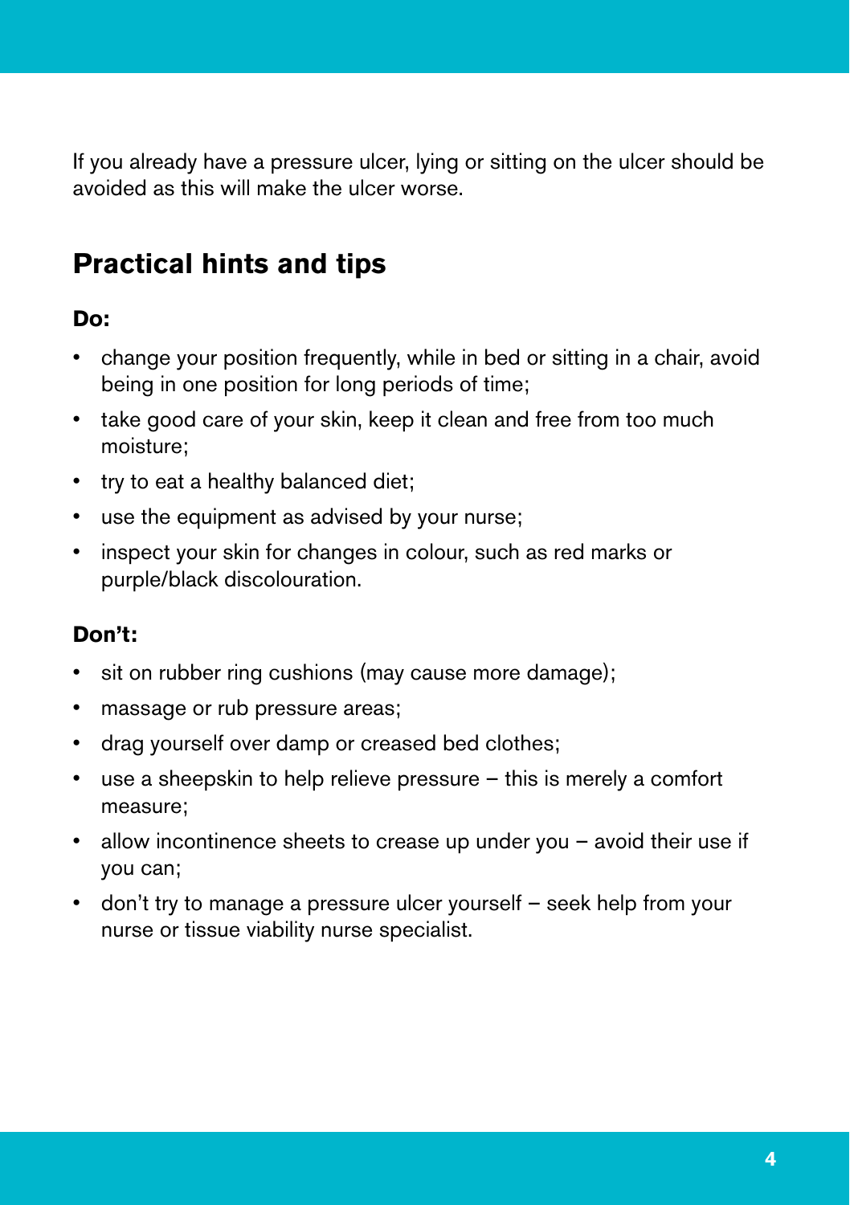If you already have a pressure ulcer, lying or sitting on the ulcer should be avoided as this will make the ulcer worse.

## Practical hints and tips

**Do:**

- change your position frequently, while in bed or sitting in a chair, avoid being in one position for long periods of time;
- take good care of your skin, keep it clean and free from too much moisture;
- try to eat a healthy balanced diet;
- use the equipment as advised by your nurse;
- inspect your skin for changes in colour, such as red marks or purple/black discolouration.

**Don't:**

- sit on rubber ring cushions (may cause more damage);
- massage or rub pressure areas;
- drag yourself over damp or creased bed clothes;
- use a sheepskin to help relieve pressure – this is merely a comfort measure;
- allow incontinence sheets to crease up under you – avoid their use if you can;
- don't try to manage a pressure ulcer yourself – seek help from your nurse or tissue viability nurse specialist.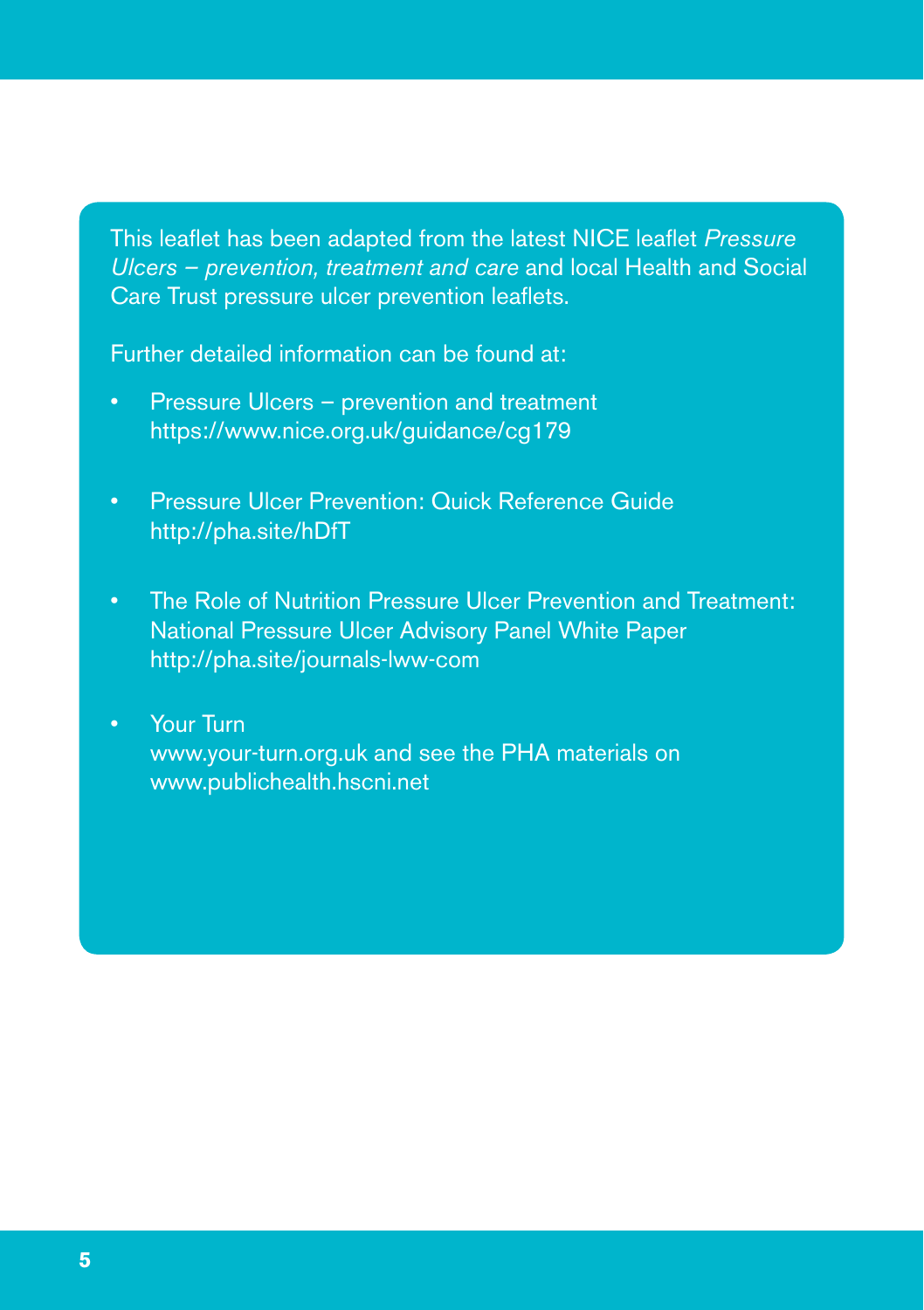This leaflet has been adapted from the latest NICE leaflet *Pressure Ulcers – prevention, treatment and care* and local Health and Social Care Trust pressure ulcer prevention leaflets.

Further detailed information can be found at:

- Pressure Ulcers – prevention and treatment
  https://www.nice.org.uk/guidance/cg179

- Pressure Ulcer Prevention: Quick Reference Guide
  http://pha.site/hDfT

- The Role of Nutrition Pressure Ulcer Prevention and Treatment: National Pressure Ulcer Advisory Panel White Paper
  http://pha.site/journals-lww-com

- Your Turn
  www.your-turn.org.uk and see the PHA materials on www.publichealth.hscni.net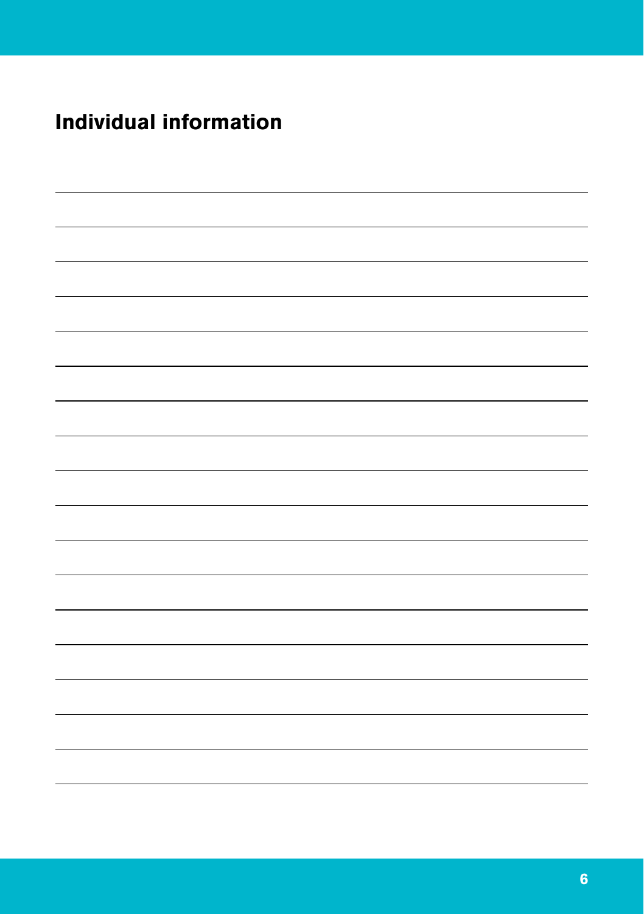## Individual information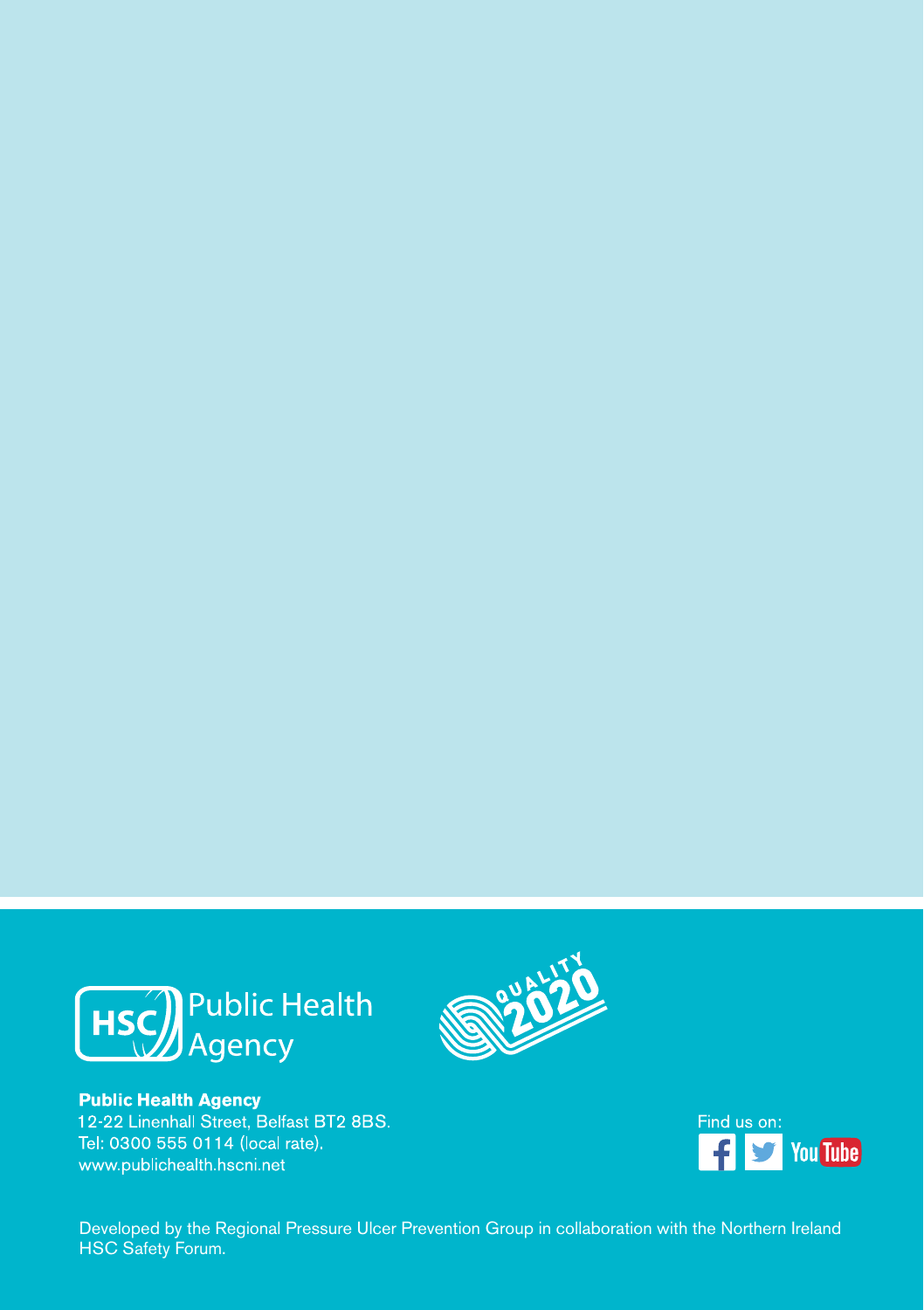**Public Health Agency**
12-22 Linenhall Street, Belfast BT2 8BS.
Tel: 0300 555 0114 (local rate).
www.publichealth.hscni.net

Find us on:

Developed by the Regional Pressure Ulcer Prevention Group in collaboration with the Northern Ireland HSC Safety Forum.